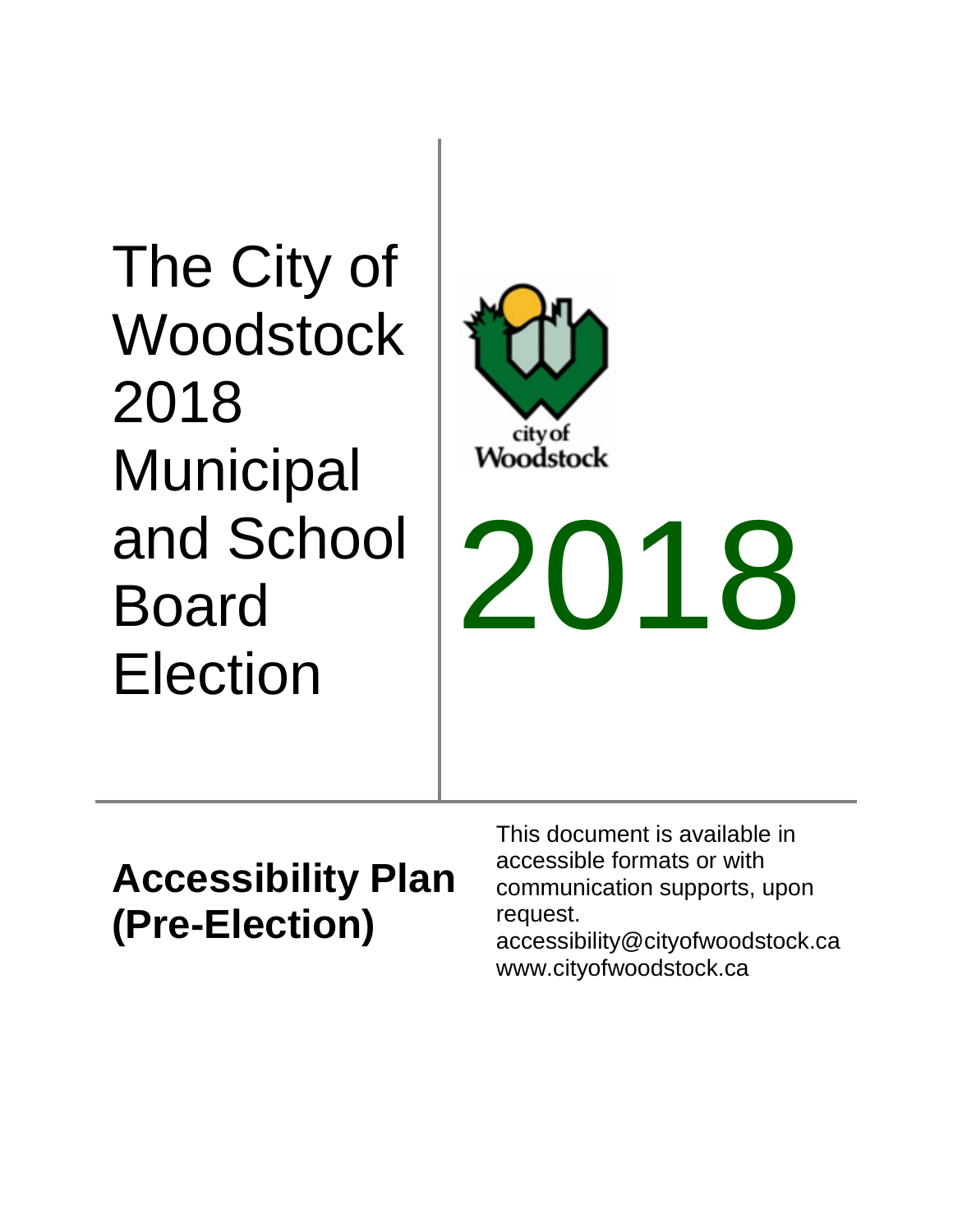# The City of Woodstock 2018 Municipal and School Board Election

city of Woodstock

2018

## Accessibility Plan (Pre-Election)

This document is available in accessible formats or with communication supports, upon request.
accessibility@cityofwoodstock.ca
www.cityofwoodstock.ca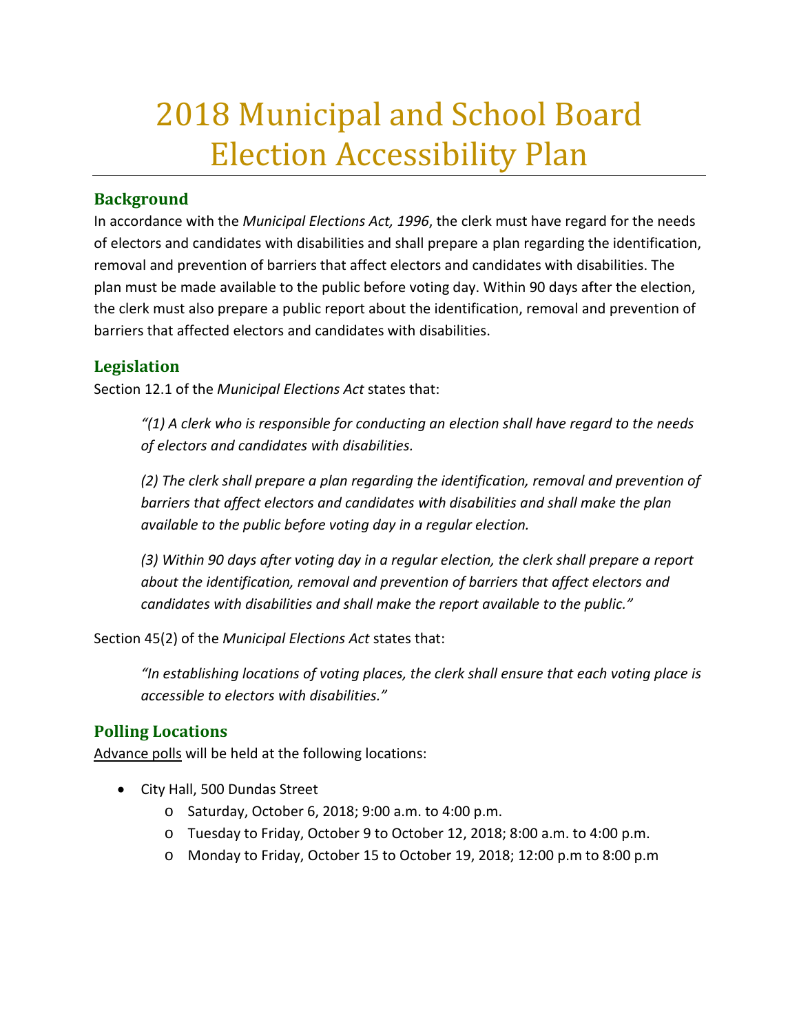# 2018 Municipal and School Board Election Accessibility Plan

## Background

In accordance with the *Municipal Elections Act, 1996*, the clerk must have regard for the needs of electors and candidates with disabilities and shall prepare a plan regarding the identification, removal and prevention of barriers that affect electors and candidates with disabilities. The plan must be made available to the public before voting day. Within 90 days after the election, the clerk must also prepare a public report about the identification, removal and prevention of barriers that affected electors and candidates with disabilities.

## Legislation

Section 12.1 of the *Municipal Elections Act* states that:

> *"(1) A clerk who is responsible for conducting an election shall have regard to the needs of electors and candidates with disabilities.*
>
> *(2) The clerk shall prepare a plan regarding the identification, removal and prevention of barriers that affect electors and candidates with disabilities and shall make the plan available to the public before voting day in a regular election.*
>
> *(3) Within 90 days after voting day in a regular election, the clerk shall prepare a report about the identification, removal and prevention of barriers that affect electors and candidates with disabilities and shall make the report available to the public."*

Section 45(2) of the *Municipal Elections Act* states that:

> *"In establishing locations of voting places, the clerk shall ensure that each voting place is accessible to electors with disabilities."*

## Polling Locations

Advance polls will be held at the following locations:

- City Hall, 500 Dundas Street
  - Saturday, October 6, 2018; 9:00 a.m. to 4:00 p.m.
  - Tuesday to Friday, October 9 to October 12, 2018; 8:00 a.m. to 4:00 p.m.
  - Monday to Friday, October 15 to October 19, 2018; 12:00 p.m to 8:00 p.m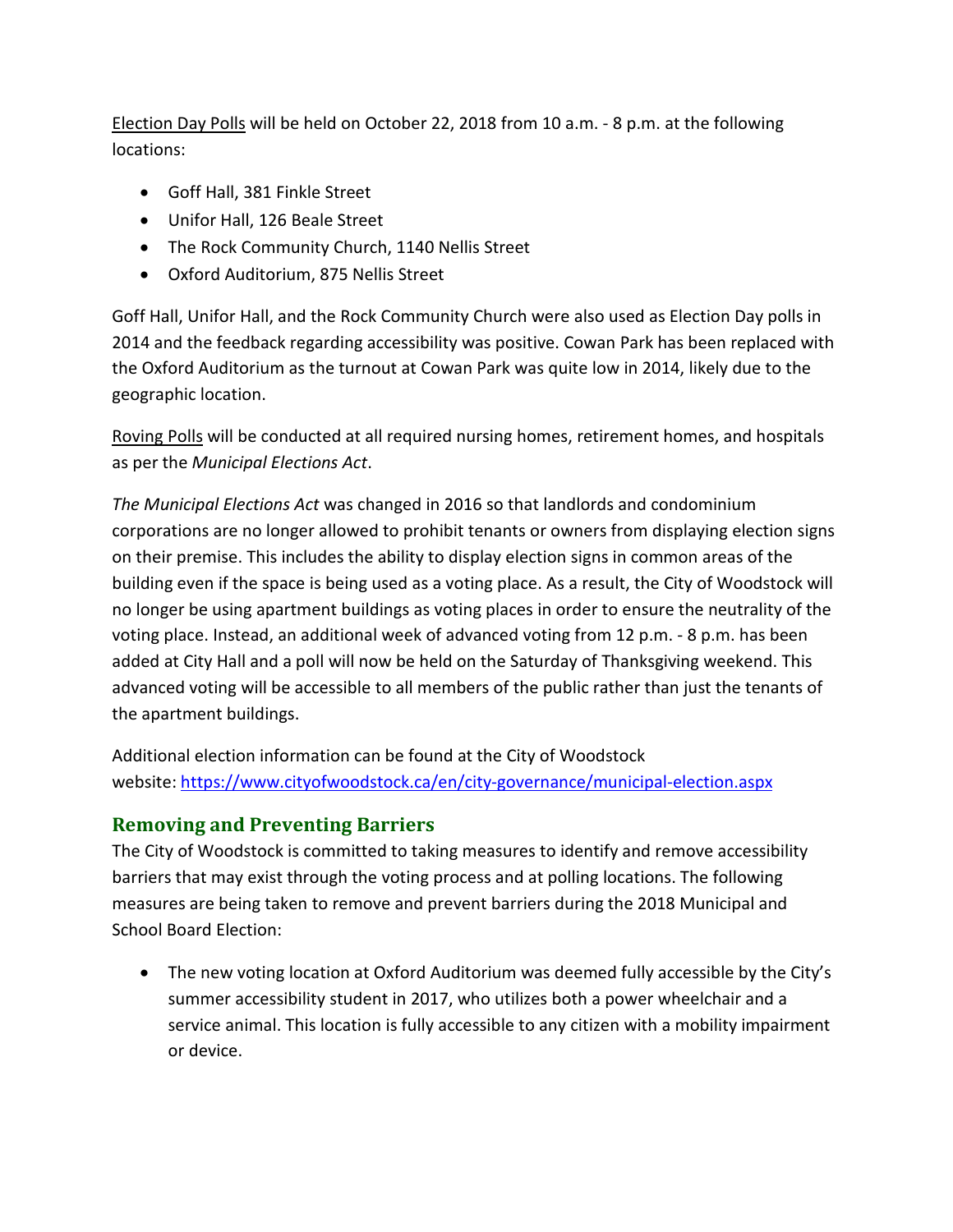Election Day Polls will be held on October 22, 2018 from 10 a.m. - 8 p.m. at the following locations:

- Goff Hall, 381 Finkle Street
- Unifor Hall, 126 Beale Street
- The Rock Community Church, 1140 Nellis Street
- Oxford Auditorium, 875 Nellis Street

Goff Hall, Unifor Hall, and the Rock Community Church were also used as Election Day polls in 2014 and the feedback regarding accessibility was positive. Cowan Park has been replaced with the Oxford Auditorium as the turnout at Cowan Park was quite low in 2014, likely due to the geographic location.

Roving Polls will be conducted at all required nursing homes, retirement homes, and hospitals as per the *Municipal Elections Act*.

*The Municipal Elections Act* was changed in 2016 so that landlords and condominium corporations are no longer allowed to prohibit tenants or owners from displaying election signs on their premise. This includes the ability to display election signs in common areas of the building even if the space is being used as a voting place. As a result, the City of Woodstock will no longer be using apartment buildings as voting places in order to ensure the neutrality of the voting place. Instead, an additional week of advanced voting from 12 p.m. - 8 p.m. has been added at City Hall and a poll will now be held on the Saturday of Thanksgiving weekend. This advanced voting will be accessible to all members of the public rather than just the tenants of the apartment buildings.

Additional election information can be found at the City of Woodstock website: [https://www.cityofwoodstock.ca/en/city-governance/municipal-election.aspx](https://www.cityofwoodstock.ca/en/city-governance/municipal-election.aspx)

## Removing and Preventing Barriers

The City of Woodstock is committed to taking measures to identify and remove accessibility barriers that may exist through the voting process and at polling locations. The following measures are being taken to remove and prevent barriers during the 2018 Municipal and School Board Election:

- The new voting location at Oxford Auditorium was deemed fully accessible by the City's summer accessibility student in 2017, who utilizes both a power wheelchair and a service animal. This location is fully accessible to any citizen with a mobility impairment or device.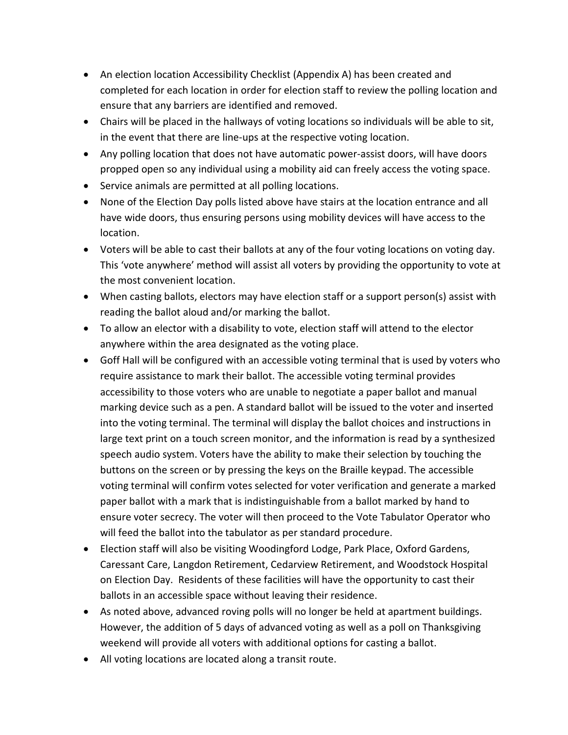- An election location Accessibility Checklist (Appendix A) has been created and completed for each location in order for election staff to review the polling location and ensure that any barriers are identified and removed.
- Chairs will be placed in the hallways of voting locations so individuals will be able to sit, in the event that there are line-ups at the respective voting location.
- Any polling location that does not have automatic power-assist doors, will have doors propped open so any individual using a mobility aid can freely access the voting space.
- Service animals are permitted at all polling locations.
- None of the Election Day polls listed above have stairs at the location entrance and all have wide doors, thus ensuring persons using mobility devices will have access to the location.
- Voters will be able to cast their ballots at any of the four voting locations on voting day. This 'vote anywhere' method will assist all voters by providing the opportunity to vote at the most convenient location.
- When casting ballots, electors may have election staff or a support person(s) assist with reading the ballot aloud and/or marking the ballot.
- To allow an elector with a disability to vote, election staff will attend to the elector anywhere within the area designated as the voting place.
- Goff Hall will be configured with an accessible voting terminal that is used by voters who require assistance to mark their ballot. The accessible voting terminal provides accessibility to those voters who are unable to negotiate a paper ballot and manual marking device such as a pen. A standard ballot will be issued to the voter and inserted into the voting terminal. The terminal will display the ballot choices and instructions in large text print on a touch screen monitor, and the information is read by a synthesized speech audio system. Voters have the ability to make their selection by touching the buttons on the screen or by pressing the keys on the Braille keypad. The accessible voting terminal will confirm votes selected for voter verification and generate a marked paper ballot with a mark that is indistinguishable from a ballot marked by hand to ensure voter secrecy. The voter will then proceed to the Vote Tabulator Operator who will feed the ballot into the tabulator as per standard procedure.
- Election staff will also be visiting Woodingford Lodge, Park Place, Oxford Gardens, Caressant Care, Langdon Retirement, Cedarview Retirement, and Woodstock Hospital on Election Day. Residents of these facilities will have the opportunity to cast their ballots in an accessible space without leaving their residence.
- As noted above, advanced roving polls will no longer be held at apartment buildings. However, the addition of 5 days of advanced voting as well as a poll on Thanksgiving weekend will provide all voters with additional options for casting a ballot.
- All voting locations are located along a transit route.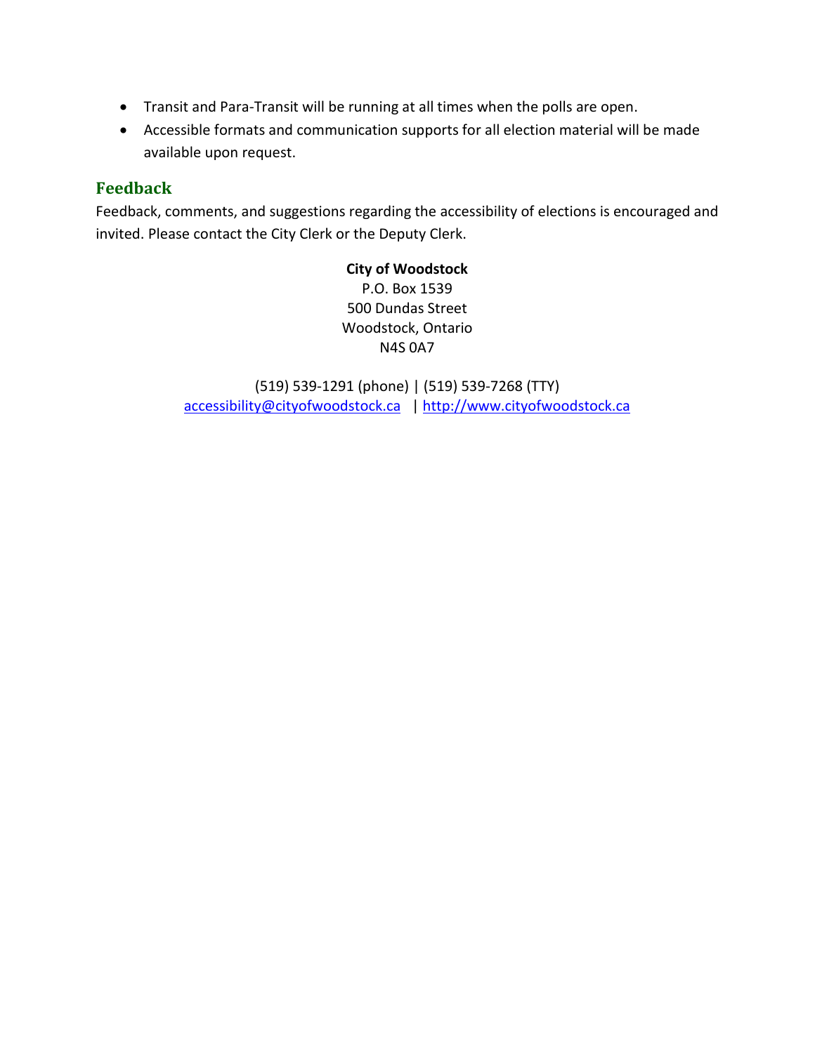- Transit and Para-Transit will be running at all times when the polls are open.
- Accessible formats and communication supports for all election material will be made available upon request.

## Feedback

Feedback, comments, and suggestions regarding the accessibility of elections is encouraged and invited. Please contact the City Clerk or the Deputy Clerk.

**City of Woodstock**
P.O. Box 1539
500 Dundas Street
Woodstock, Ontario
N4S 0A7

(519) 539-1291 (phone) | (519) 539-7268 (TTY)
accessibility@cityofwoodstock.ca | http://www.cityofwoodstock.ca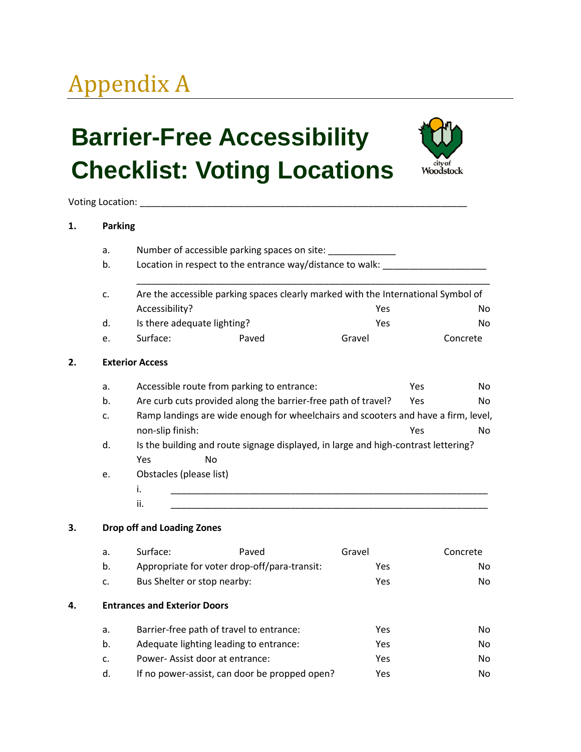# Appendix A

## Barrier-Free Accessibility Checklist: Voting Locations

Voting Location: ______________________________________________________________

**1. Parking**

a. Number of accessible parking spaces on site: _____________

b. Location in respect to the entrance way/distance to walk: ____________________
_________________________________________________________________

c. Are the accessible parking spaces clearly marked with the International Symbol of Accessibility? Yes No

d. Is there adequate lighting? Yes No

e. Surface: Paved Gravel Concrete

**2. Exterior Access**

a. Accessible route from parking to entrance: Yes No

b. Are curb cuts provided along the barrier-free path of travel? Yes No

c. Ramp landings are wide enough for wheelchairs and scooters and have a firm, level, non-slip finish: Yes No

d. Is the building and route signage displayed, in large and high-contrast lettering? Yes No

e. Obstacles (please list)

i. ______________________________________________________________

ii. ______________________________________________________________

**3. Drop off and Loading Zones**

a. Surface: Paved Gravel Concrete

b. Appropriate for voter drop-off/para-transit: Yes No

c. Bus Shelter or stop nearby: Yes No

**4. Entrances and Exterior Doors**

a. Barrier-free path of travel to entrance: Yes No

b. Adequate lighting leading to entrance: Yes No

c. Power- Assist door at entrance: Yes No

d. If no power-assist, can door be propped open? Yes No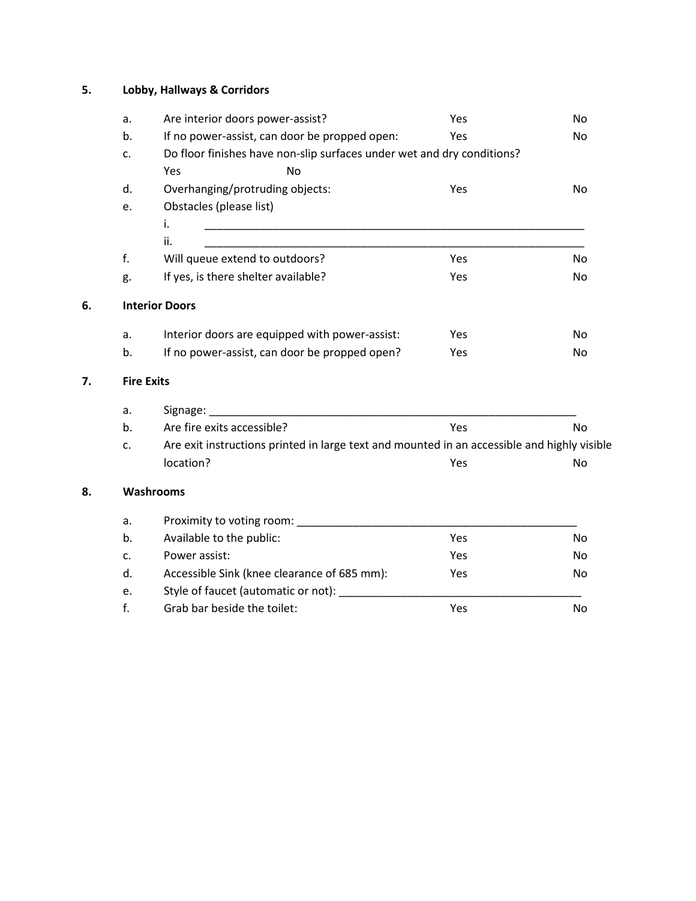## 5. Lobby, Hallways & Corridors

a. Are interior doors power-assist? Yes No

b. If no power-assist, can door be propped open: Yes No

c. Do floor finishes have non-slip surfaces under wet and dry conditions?
Yes No

d. Overhanging/protruding objects: Yes No

e. Obstacles (please list)

i. ________________________________________________________________

ii. ________________________________________________________________

f. Will queue extend to outdoors? Yes No

g. If yes, is there shelter available? Yes No

## 6. Interior Doors

a. Interior doors are equipped with power-assist: Yes No

b. If no power-assist, can door be propped open? Yes No

## 7. Fire Exits

a. Signage: ______________________________________________________________

b. Are fire exits accessible? Yes No

c. Are exit instructions printed in large text and mounted in an accessible and highly visible location? Yes No

## 8. Washrooms

a. Proximity to voting room: ____________________________________________

b. Available to the public: Yes No

c. Power assist: Yes No

d. Accessible Sink (knee clearance of 685 mm): Yes No

e. Style of faucet (automatic or not): _______________________________________

f. Grab bar beside the toilet: Yes No